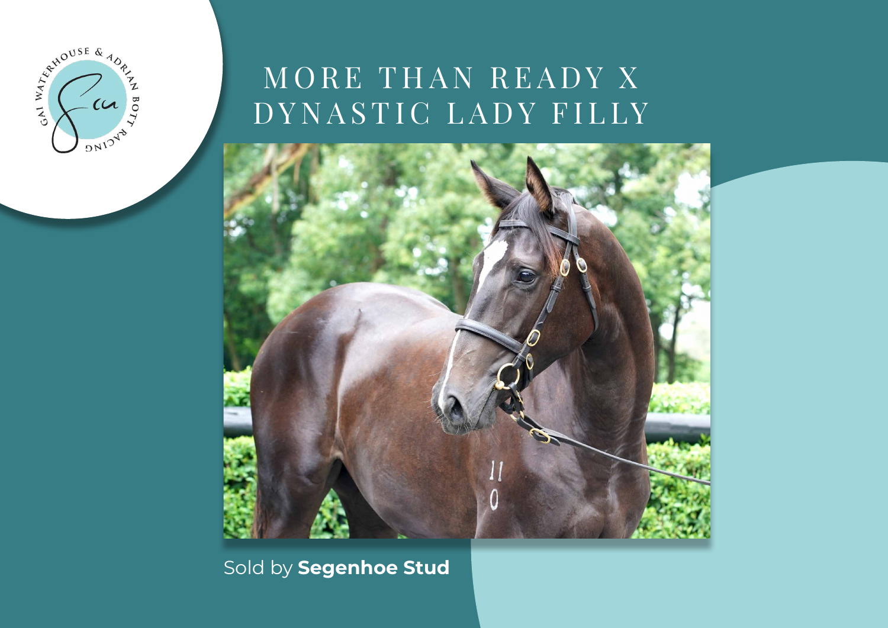# MORE THAN READY X DYNASTIC LADY FILLY

Sold by **Segenhoe Stud**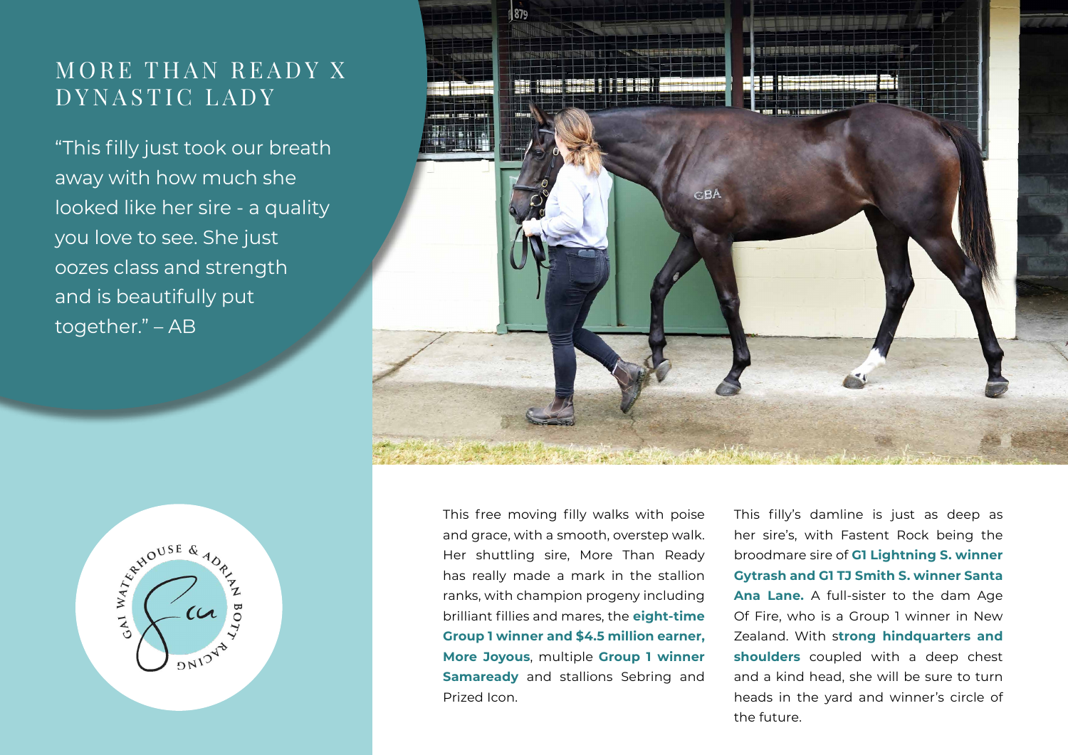# MORE THAN READY X DYNASTIC LADY

"This filly just took our breath away with how much she looked like her sire - a quality you love to see. She just oozes class and strength and is beautifully put together." – AB

This free moving filly walks with poise and grace, with a smooth, overstep walk. Her shuttling sire, More Than Ready has really made a mark in the stallion ranks, with champion progeny including brilliant fillies and mares, the **eight-time Group 1 winner and $4.5 million earner, More Joyous**, multiple **Group 1 winner Samaready** and stallions Sebring and Prized Icon.

This filly's damline is just as deep as her sire's, with Fastent Rock being the broodmare sire of **G1 Lightning S. winner Gytrash and G1 TJ Smith S. winner Santa Ana Lane.** A full-sister to the dam Age Of Fire, who is a Group 1 winner in New Zealand. With **strong hindquarters and shoulders** coupled with a deep chest and a kind head, she will be sure to turn heads in the yard and winner's circle of the future.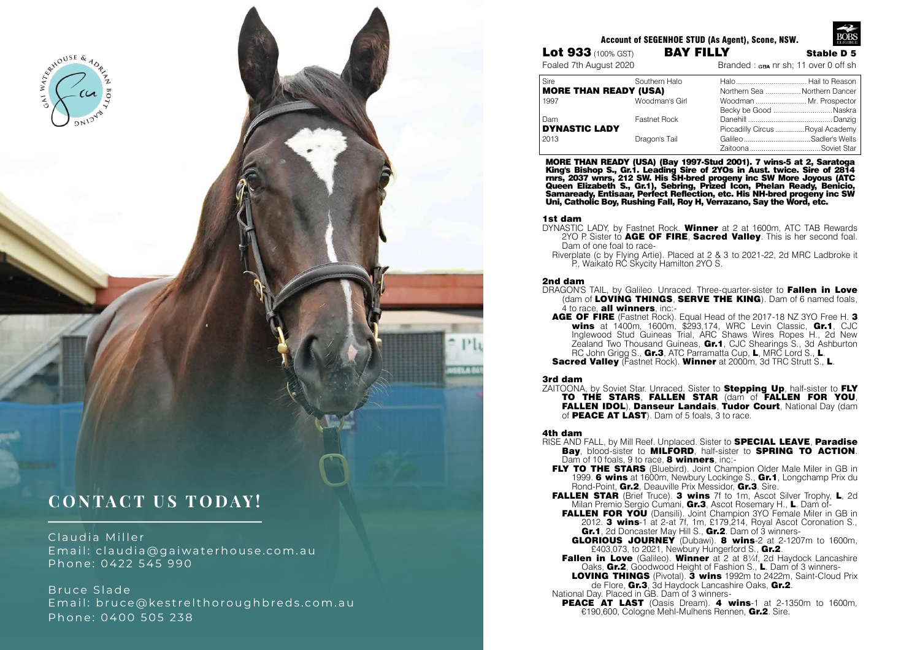CONTACT US TODAY!

Claudia Miller
Email: claudia@gaiwaterhouse.com.au
Phone: 0422 545 990

Bruce Slade
Email: bruce@kestrelthoroughbreds.com.au
Phone: 0400 505 238

Account of SEGENHOE STUD (As Agent), Scone, NSW.

**Lot 933** (100% GST) **BAY FILLY** **Stable D 5**

Foaled 7th August 2020 Branded : GBA nr sh; 11 over 0 off sh

| | | | |
|---|---|---|---|
| Sire | Southern Halo | Halo | Hail to Reason |
| **MORE THAN READY (USA)** | | Northern Sea | Northern Dancer |
| 1997 | Woodman's Girl | Woodman | Mr. Prospector |
| | | Becky be Good | Naskra |
| Dam | Fastnet Rock | Danehill | Danzig |
| **DYNASTIC LADY** | | Piccadilly Circus | Royal Academy |
| 2013 | Dragon's Tail | Galileo | Sadler's Wells |
| | | Zaitoona | Soviet Star |

**MORE THAN READY (USA) (Bay 1997-Stud 2001). 7 wins-5 at 2, Saratoga King's Bishop S., Gr.1. Leading Sire of 2YOs in Aust. twice. Sire of 2814 rnrs, 2037 wnrs, 212 SW. His SH-bred progeny inc SW More Joyous (ATC Queen Elizabeth S., Gr.1), Sebring, Prized Icon, Phelan Ready, Benicio, Samaready, Entisaar, Perfect Reflection, etc. His NH-bred progeny inc SW Uni, Catholic Boy, Rushing Fall, Roy H, Verrazano, Say the Word, etc.**

### 1st dam

DYNASTIC LADY, by Fastnet Rock. **Winner** at 2 at 1600m, ATC TAB Rewards 2YO P. Sister to **AGE OF FIRE**, **Sacred Valley**. This is her second foal. Dam of one foal to race-

Riverplate (c by Flying Artie). Placed at 2 & 3 to 2021-22, 2d MRC Ladbroke it P., Waikato RC Skycity Hamilton 2YO S.

### 2nd dam

DRAGON'S TAIL, by Galileo. Unraced. Three-quarter-sister to **Fallen in Love** (dam of **LOVING THINGS**, **SERVE THE KING**). Dam of 6 named foals, 4 to race, **all winners**, inc:-

**AGE OF FIRE** (Fastnet Rock). Equal Head of the 2017-18 NZ 3YO Free H. **3 wins** at 1400m, 1600m, $293,174, WRC Levin Classic, **Gr.1**, CJC Inglewood Stud Guineas Trial, ARC Shaws Wires Ropes H., 2d New Zealand Two Thousand Guineas, **Gr.1**, CJC Shearings S., 3d Ashburton RC John Grigg S., **Gr.3**, ATC Parramatta Cup, **L**, MRC Lord S., **L**.

**Sacred Valley** (Fastnet Rock). **Winner** at 2000m, 3d TRC Strutt S., **L**.

### 3rd dam

ZAITOONA, by Soviet Star. Unraced. Sister to **Stepping Up**, half-sister to **FLY TO THE STARS**, **FALLEN STAR** (dam of **FALLEN FOR YOU**, **FALLEN IDOL**), **Danseur Landais**, **Tudor Court**, National Day (dam of **PEACE AT LAST**). Dam of 5 foals, 3 to race.

### 4th dam

RISE AND FALL, by Mill Reef. Unplaced. Sister to **SPECIAL LEAVE**, **Paradise Bay**, blood-sister to **MILFORD**, half-sister to **SPRING TO ACTION**. Dam of 10 foals, 9 to race, **8 winners**, inc:-

**FLY TO THE STARS** (Bluebird). Joint Champion Older Male Miler in GB in 1999. **6 wins** at 1600m, Newbury Lockinge S., **Gr.1**, Longchamp Prix du Rond-Point, **Gr.2**, Deauville Prix Messidor, **Gr.3**. Sire.

**FALLEN STAR** (Brief Truce). **3 wins** 7f to 1m, Ascot Silver Trophy, **L**, 2d Milan Premio Sergio Cumani, **Gr.3**, Ascot Rosemary H., **L**. Dam of-

**FALLEN FOR YOU** (Dansili). Joint Champion 3YO Female Miler in GB in 2012. **3 wins**-1 at 2-at 7f, 1m, £179,214, Royal Ascot Coronation S., **Gr.1**, 2d Doncaster May Hill S., **Gr.2**. Dam of 3 winners-

**GLORIOUS JOURNEY** (Dubawi). **8 wins**-2 at 2-1207m to 1600m, £403,073, to 2021, Newbury Hungerford S., **Gr.2**.

**Fallen in Love** (Galileo). **Winner** at 2 at 8¼f, 2d Haydock Lancashire Oaks, **Gr.2**, Goodwood Height of Fashion S., **L**. Dam of 3 winners-

**LOVING THINGS** (Pivotal). **3 wins** 1992m to 2422m, Saint-Cloud Prix de Flore, **Gr.3**, 3d Haydock Lancashire Oaks, **Gr.2**.

National Day. Placed in GB. Dam of 3 winners-

**PEACE AT LAST** (Oasis Dream). **4 wins**-1 at 2-1350m to 1600m, €190,600, Cologne Mehl-Mulhens Rennen, **Gr.2**. Sire.